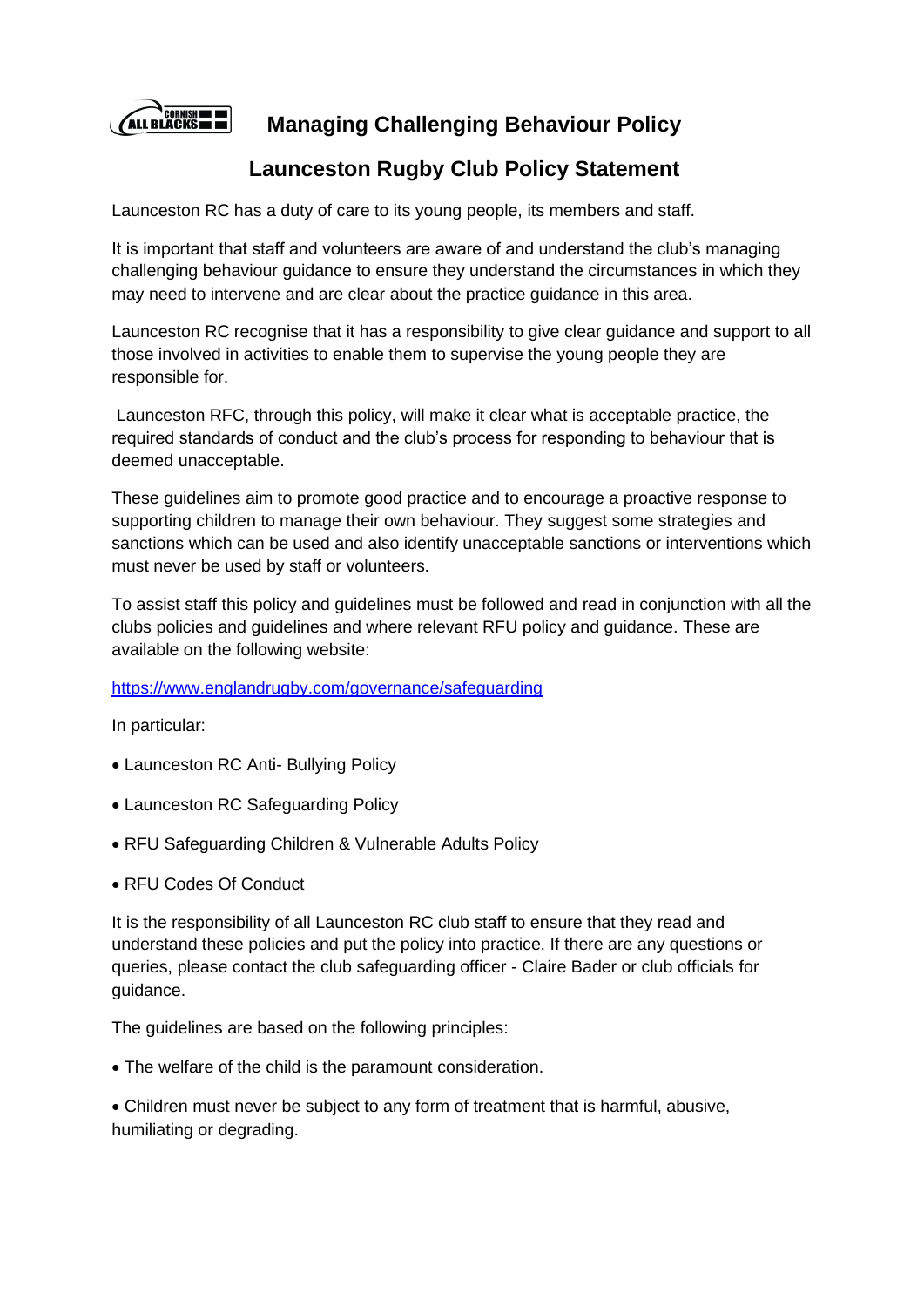# Managing Challenging Behaviour Policy

## Launceston Rugby Club Policy Statement

Launceston RC has a duty of care to its young people, its members and staff.

It is important that staff and volunteers are aware of and understand the club's managing challenging behaviour guidance to ensure they understand the circumstances in which they may need to intervene and are clear about the practice guidance in this area.

Launceston RC recognise that it has a responsibility to give clear guidance and support to all those involved in activities to enable them to supervise the young people they are responsible for.

Launceston RFC, through this policy, will make it clear what is acceptable practice, the required standards of conduct and the club's process for responding to behaviour that is deemed unacceptable.

These guidelines aim to promote good practice and to encourage a proactive response to supporting children to manage their own behaviour. They suggest some strategies and sanctions which can be used and also identify unacceptable sanctions or interventions which must never be used by staff or volunteers.

To assist staff this policy and guidelines must be followed and read in conjunction with all the clubs policies and guidelines and where relevant RFU policy and guidance. These are available on the following website:

[https://www.englandrugby.com/governance/safeguarding](https://www.englandrugby.com/governance/safeguarding)

In particular:

- Launceston RC Anti- Bullying Policy
- Launceston RC Safeguarding Policy
- RFU Safeguarding Children & Vulnerable Adults Policy
- RFU Codes Of Conduct

It is the responsibility of all Launceston RC club staff to ensure that they read and understand these policies and put the policy into practice. If there are any questions or queries, please contact the club safeguarding officer - Claire Bader or club officials for guidance.

The guidelines are based on the following principles:

- The welfare of the child is the paramount consideration.
- Children must never be subject to any form of treatment that is harmful, abusive, humiliating or degrading.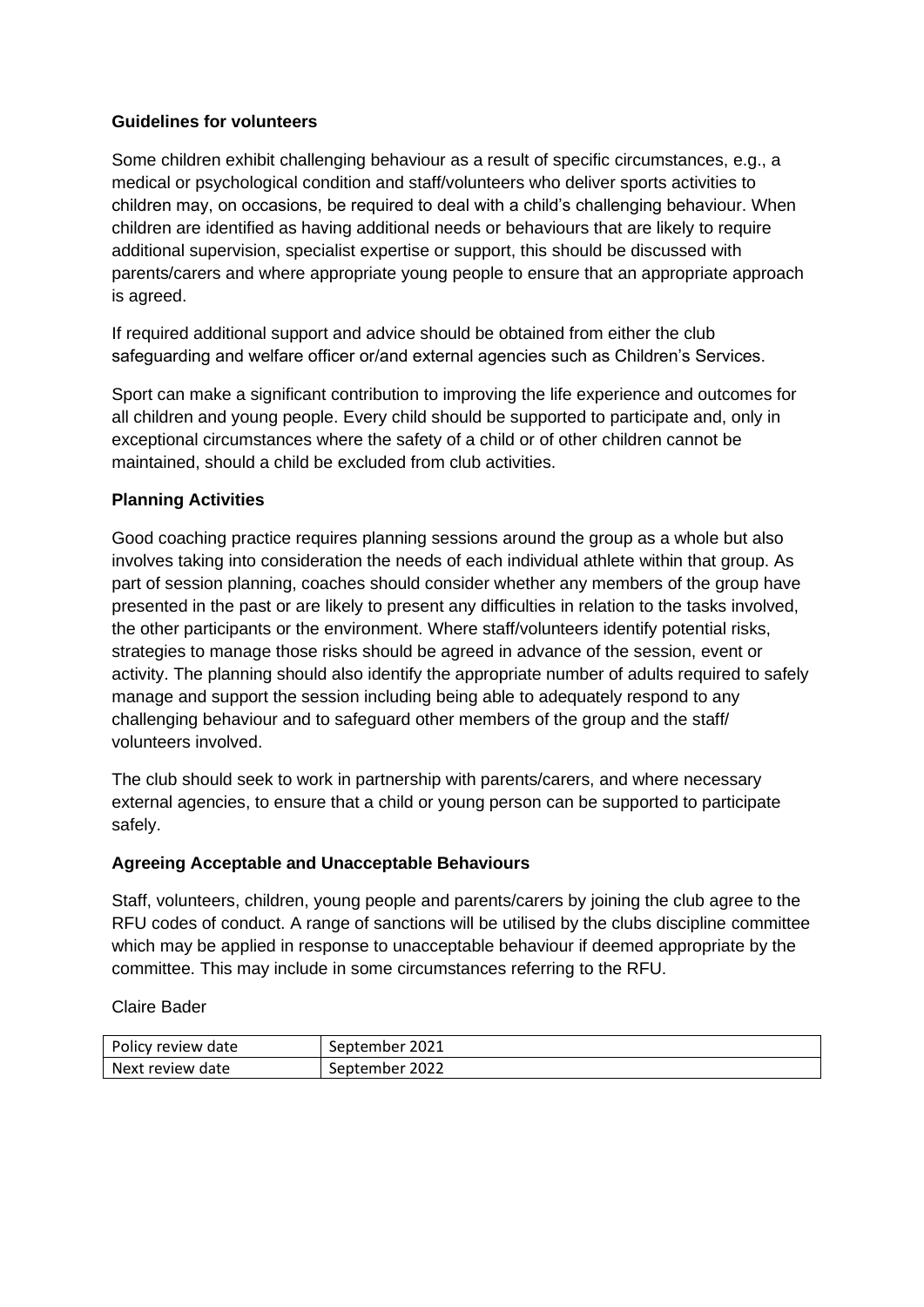**Guidelines for volunteers**

Some children exhibit challenging behaviour as a result of specific circumstances, e.g., a medical or psychological condition and staff/volunteers who deliver sports activities to children may, on occasions, be required to deal with a child's challenging behaviour. When children are identified as having additional needs or behaviours that are likely to require additional supervision, specialist expertise or support, this should be discussed with parents/carers and where appropriate young people to ensure that an appropriate approach is agreed.

If required additional support and advice should be obtained from either the club safeguarding and welfare officer or/and external agencies such as Children's Services.

Sport can make a significant contribution to improving the life experience and outcomes for all children and young people. Every child should be supported to participate and, only in exceptional circumstances where the safety of a child or of other children cannot be maintained, should a child be excluded from club activities.

**Planning Activities**

Good coaching practice requires planning sessions around the group as a whole but also involves taking into consideration the needs of each individual athlete within that group. As part of session planning, coaches should consider whether any members of the group have presented in the past or are likely to present any difficulties in relation to the tasks involved, the other participants or the environment. Where staff/volunteers identify potential risks, strategies to manage those risks should be agreed in advance of the session, event or activity. The planning should also identify the appropriate number of adults required to safely manage and support the session including being able to adequately respond to any challenging behaviour and to safeguard other members of the group and the staff/ volunteers involved.

The club should seek to work in partnership with parents/carers, and where necessary external agencies, to ensure that a child or young person can be supported to participate safely.

**Agreeing Acceptable and Unacceptable Behaviours**

Staff, volunteers, children, young people and parents/carers by joining the club agree to the RFU codes of conduct. A range of sanctions will be utilised by the clubs discipline committee which may be applied in response to unacceptable behaviour if deemed appropriate by the committee. This may include in some circumstances referring to the RFU.

Claire Bader

| | |
|---|---|
| Policy review date | September 2021 |
| Next review date | September 2022 |